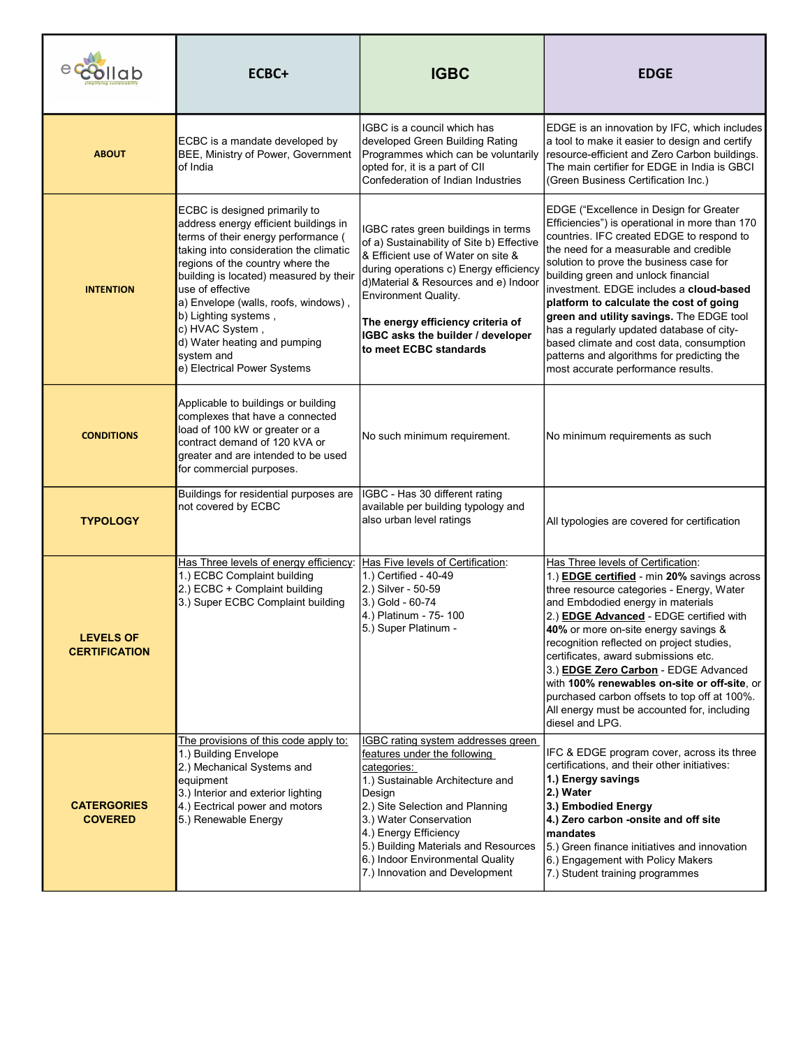| ecollab | ECBC+ | IGBC | EDGE |
|---|---|---|---|
| **ABOUT** | ECBC is a mandate developed by BEE, Ministry of Power, Government of India | IGBC is a council which has developed Green Building Rating Programmes which can be voluntarily opted for, it is a part of CII Confederation of Indian Industries | EDGE is an innovation by IFC, which includes a tool to make it easier to design and certify resource-efficient and Zero Carbon buildings. The main certifier for EDGE in India is GBCI (Green Business Certification Inc.) |
| **INTENTION** | ECBC is designed primarily to address energy efficient buildings in terms of their energy performance ( taking into consideration the climatic regions of the country where the building is located) measured by their use of effective<br>a) Envelope (walls, roofs, windows) ,<br>b) Lighting systems ,<br>c) HVAC System ,<br>d) Water heating and pumping system and<br>e) Electrical Power Systems | IGBC rates green buildings in terms of a) Sustainability of Site b) Effective & Efficient use of Water on site & during operations c) Energy efficiency d)Material & Resources and e) Indoor Environment Quality.<br><br>**The energy efficiency criteria of IGBC asks the builder / developer to meet ECBC standards** | EDGE ("Excellence in Design for Greater Efficiencies") is operational in more than 170 countries. IFC created EDGE to respond to the need for a measurable and credible solution to prove the business case for building green and unlock financial investment. EDGE includes a **cloud-based platform to calculate the cost of going green and utility savings.** The EDGE tool has a regularly updated database of city-based climate and cost data, consumption patterns and algorithms for predicting the most accurate performance results. |
| **CONDITIONS** | Applicable to buildings or building complexes that have a connected load of 100 kW or greater or a contract demand of 120 kVA or greater and are intended to be used for commercial purposes. | No such minimum requirement. | No minimum requirements as such |
| **TYPOLOGY** | Buildings for residential purposes are not covered by ECBC | IGBC - Has 30 different rating available per building typology and also urban level ratings | All typologies are covered for certification |
| **LEVELS OF CERTIFICATION** | Has Three levels of energy efficiency:<br>1.) ECBC Complaint building<br>2.) ECBC + Complaint building<br>3.) Super ECBC Complaint building | Has Five levels of Certification:<br>1.) Certified - 40-49<br>2.) Silver - 50-59<br>3.) Gold - 60-74<br>4.) Platinum - 75- 100<br>5.) Super Platinum - | Has Three levels of Certification:<br>1.) **EDGE certified** - min **20%** savings across three resource categories - Energy, Water and Embdodied energy in materials<br>2.) **EDGE Advanced** - EDGE certified with **40%** or more on-site energy savings & recognition reflected on project studies, certificates, award submissions etc.<br>3.) **EDGE Zero Carbon** - EDGE Advanced with **100% renewables on-site or off-site**, or purchased carbon offsets to top off at 100%. All energy must be accounted for, including diesel and LPG. |
| **CATERGORIES COVERED** | The provisions of this code apply to:<br>1.) Building Envelope<br>2.) Mechanical Systems and equipment<br>3.) Interior and exterior lighting<br>4.) Eectrical power and motors<br>5.) Renewable Energy | IGBC rating system addresses green features under the following categories:<br>1.) Sustainable Architecture and Design<br>2.) Site Selection and Planning<br>3.) Water Conservation<br>4.) Energy Efficiency<br>5.) Building Materials and Resources<br>6.) Indoor Environmental Quality<br>7.) Innovation and Development | IFC & EDGE program cover, across its three certifications, and their other initiatives:<br>**1.) Energy savings**<br>**2.) Water**<br>**3.) Embodied Energy**<br>**4.) Zero carbon -onsite and off site mandates**<br>5.) Green finance initiatives and innovation<br>6.) Engagement with Policy Makers<br>7.) Student training programmes |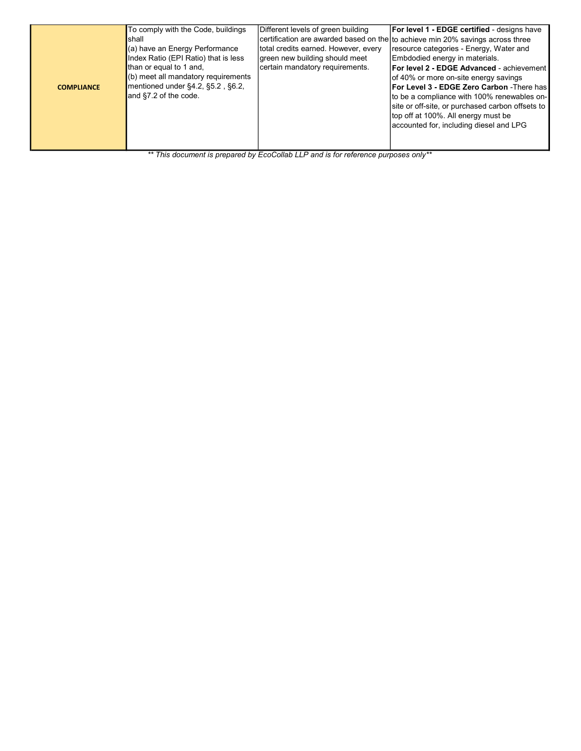| | | | |
|---|---|---|---|
| **COMPLIANCE** | To comply with the Code, buildings shall<br>(a) have an Energy Performance Index Ratio (EPI Ratio) that is less than or equal to 1 and,<br>(b) meet all mandatory requirements mentioned under §4.2, §5.2 , §6.2, and §7.2 of the code. | Different levels of green building certification are awarded based on the total credits earned. However, every green new building should meet certain mandatory requirements. | **For level 1 - EDGE certified** - designs have to achieve min 20% savings across three resource categories - Energy, Water and Embdodied energy in materials.<br>**For level 2 - EDGE Advanced** - achievement of 40% or more on-site energy savings<br>**For Level 3 - EDGE Zero Carbon** -There has to be a compliance with 100% renewables on-site or off-site, or purchased carbon offsets to top off at 100%. All energy must be accounted for, including diesel and LPG |

*** This document is prepared by EcoCollab LLP and is for reference purposes only***